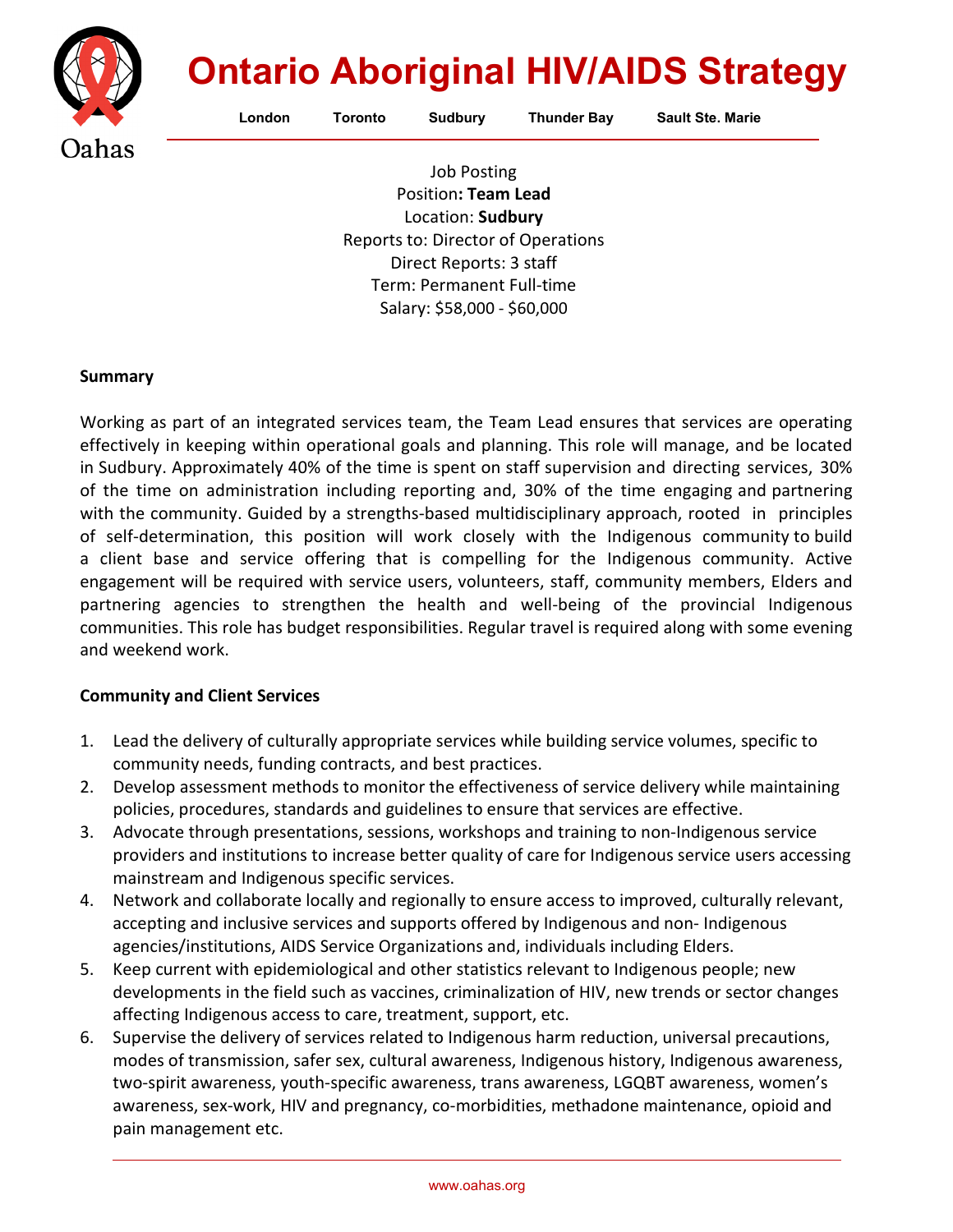# Ontario Aboriginal HIV/AIDS Strategy

London Toronto Sudbury Thunder Bay Sault Ste. Marie

Job Posting
Position**: Team Lead**
Location: **Sudbury**
Reports to: Director of Operations
Direct Reports: 3 staff
Term: Permanent Full-time
Salary: $58,000 - $60,000

**Summary**

Working as part of an integrated services team, the Team Lead ensures that services are operating effectively in keeping within operational goals and planning. This role will manage, and be located in Sudbury. Approximately 40% of the time is spent on staff supervision and directing services, 30% of the time on administration including reporting and, 30% of the time engaging and partnering with the community. Guided by a strengths-based multidisciplinary approach, rooted in principles of self-determination, this position will work closely with the Indigenous community to build a client base and service offering that is compelling for the Indigenous community. Active engagement will be required with service users, volunteers, staff, community members, Elders and partnering agencies to strengthen the health and well-being of the provincial Indigenous communities. This role has budget responsibilities. Regular travel is required along with some evening and weekend work.

**Community and Client Services**

1. Lead the delivery of culturally appropriate services while building service volumes, specific to community needs, funding contracts, and best practices.
2. Develop assessment methods to monitor the effectiveness of service delivery while maintaining policies, procedures, standards and guidelines to ensure that services are effective.
3. Advocate through presentations, sessions, workshops and training to non-Indigenous service providers and institutions to increase better quality of care for Indigenous service users accessing mainstream and Indigenous specific services.
4. Network and collaborate locally and regionally to ensure access to improved, culturally relevant, accepting and inclusive services and supports offered by Indigenous and non- Indigenous agencies/institutions, AIDS Service Organizations and, individuals including Elders.
5. Keep current with epidemiological and other statistics relevant to Indigenous people; new developments in the field such as vaccines, criminalization of HIV, new trends or sector changes affecting Indigenous access to care, treatment, support, etc.
6. Supervise the delivery of services related to Indigenous harm reduction, universal precautions, modes of transmission, safer sex, cultural awareness, Indigenous history, Indigenous awareness, two-spirit awareness, youth-specific awareness, trans awareness, LGQBT awareness, women's awareness, sex-work, HIV and pregnancy, co-morbidities, methadone maintenance, opioid and pain management etc.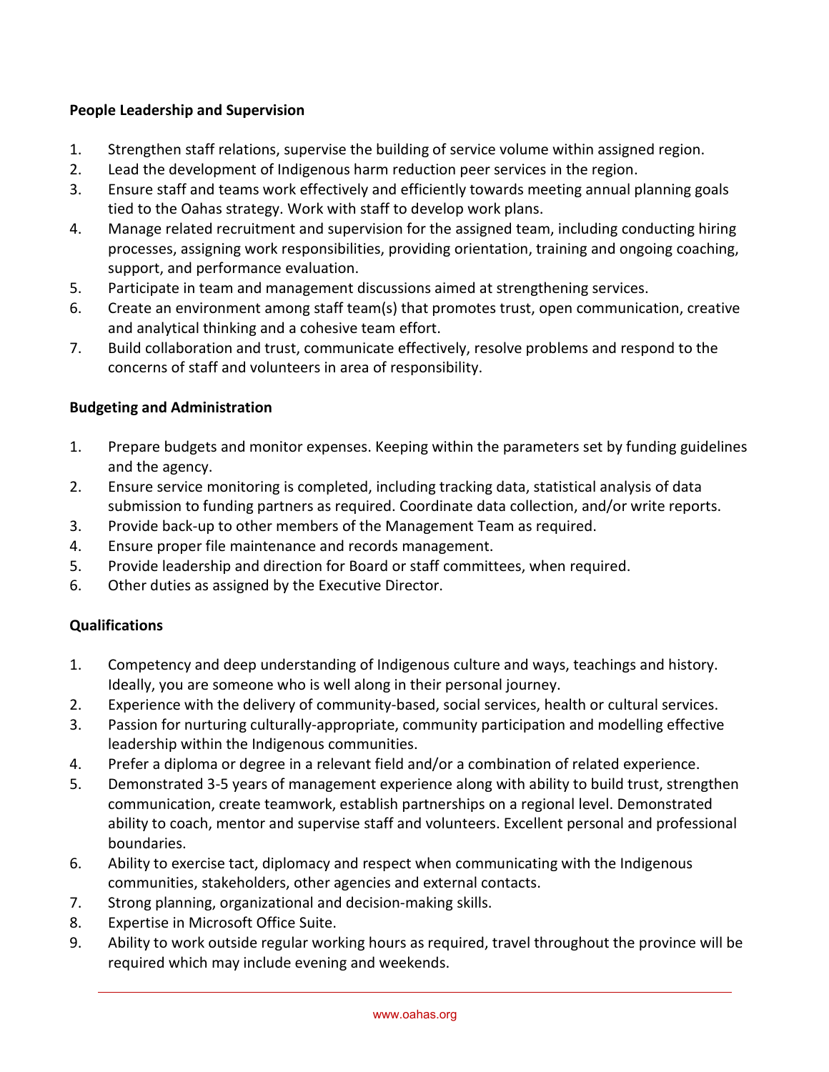**People Leadership and Supervision**

1. Strengthen staff relations, supervise the building of service volume within assigned region.
2. Lead the development of Indigenous harm reduction peer services in the region.
3. Ensure staff and teams work effectively and efficiently towards meeting annual planning goals tied to the Oahas strategy. Work with staff to develop work plans.
4. Manage related recruitment and supervision for the assigned team, including conducting hiring processes, assigning work responsibilities, providing orientation, training and ongoing coaching, support, and performance evaluation.
5. Participate in team and management discussions aimed at strengthening services.
6. Create an environment among staff team(s) that promotes trust, open communication, creative and analytical thinking and a cohesive team effort.
7. Build collaboration and trust, communicate effectively, resolve problems and respond to the concerns of staff and volunteers in area of responsibility.

**Budgeting and Administration**

1. Prepare budgets and monitor expenses. Keeping within the parameters set by funding guidelines and the agency.
2. Ensure service monitoring is completed, including tracking data, statistical analysis of data submission to funding partners as required. Coordinate data collection, and/or write reports.
3. Provide back-up to other members of the Management Team as required.
4. Ensure proper file maintenance and records management.
5. Provide leadership and direction for Board or staff committees, when required.
6. Other duties as assigned by the Executive Director.

**Qualifications**

1. Competency and deep understanding of Indigenous culture and ways, teachings and history. Ideally, you are someone who is well along in their personal journey.
2. Experience with the delivery of community-based, social services, health or cultural services.
3. Passion for nurturing culturally-appropriate, community participation and modelling effective leadership within the Indigenous communities.
4. Prefer a diploma or degree in a relevant field and/or a combination of related experience.
5. Demonstrated 3-5 years of management experience along with ability to build trust, strengthen communication, create teamwork, establish partnerships on a regional level. Demonstrated ability to coach, mentor and supervise staff and volunteers. Excellent personal and professional boundaries.
6. Ability to exercise tact, diplomacy and respect when communicating with the Indigenous communities, stakeholders, other agencies and external contacts.
7. Strong planning, organizational and decision-making skills.
8. Expertise in Microsoft Office Suite.
9. Ability to work outside regular working hours as required, travel throughout the province will be required which may include evening and weekends.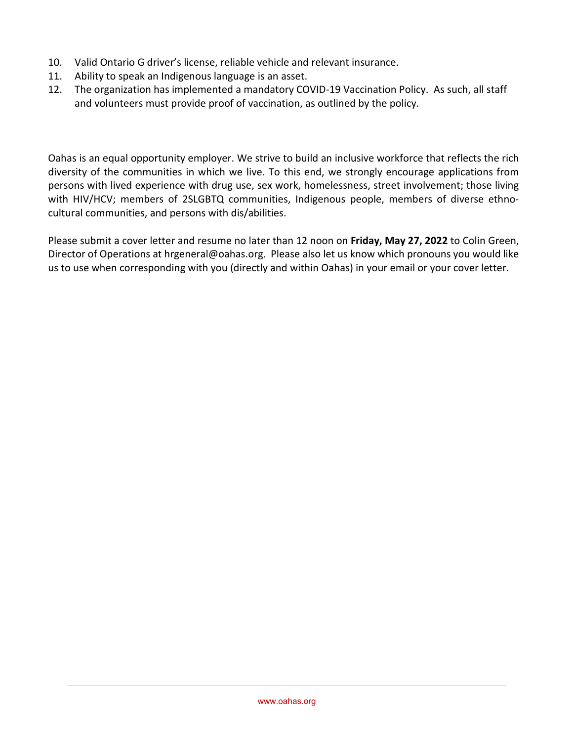10. Valid Ontario G driver's license, reliable vehicle and relevant insurance.
11. Ability to speak an Indigenous language is an asset.
12. The organization has implemented a mandatory COVID-19 Vaccination Policy. As such, all staff and volunteers must provide proof of vaccination, as outlined by the policy.

Oahas is an equal opportunity employer. We strive to build an inclusive workforce that reflects the rich diversity of the communities in which we live. To this end, we strongly encourage applications from persons with lived experience with drug use, sex work, homelessness, street involvement; those living with HIV/HCV; members of 2SLGBTQ communities, Indigenous people, members of diverse ethno-cultural communities, and persons with dis/abilities.

Please submit a cover letter and resume no later than 12 noon on **Friday, May 27, 2022** to Colin Green, Director of Operations at hrgeneral@oahas.org. Please also let us know which pronouns you would like us to use when corresponding with you (directly and within Oahas) in your email or your cover letter.